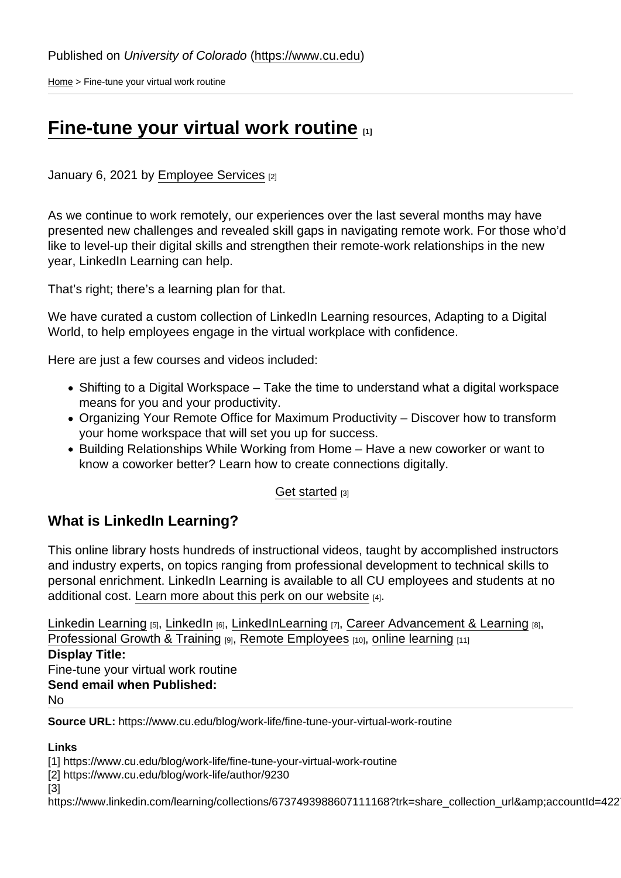Published on *University of Colorado* (https://www.cu.edu)

Home > Fine-tune your virtual work routine

# Fine-tune your virtual work routine [1]

January 6, 2021 by Employee Services [2]

As we continue to work remotely, our experiences over the last several months may have presented new challenges and revealed skill gaps in navigating remote work. For those who'd like to level-up their digital skills and strengthen their remote-work relationships in the new year, LinkedIn Learning can help.

That's right; there's a learning plan for that.

We have curated a custom collection of LinkedIn Learning resources, Adapting to a Digital World, to help employees engage in the virtual workplace with confidence.

Here are just a few courses and videos included:

- Shifting to a Digital Workspace – Take the time to understand what a digital workspace means for you and your productivity.
- Organizing Your Remote Office for Maximum Productivity – Discover how to transform your home workspace that will set you up for success.
- Building Relationships While Working from Home – Have a new coworker or want to know a coworker better? Learn how to create connections digitally.

Get started [3]

## What is LinkedIn Learning?

This online library hosts hundreds of instructional videos, taught by accomplished instructors and industry experts, on topics ranging from professional development to technical skills to personal enrichment. LinkedIn Learning is available to all CU employees and students at no additional cost. Learn more about this perk on our website [4].

Linkedin Learning [5], LinkedIn [6], LinkedInLearning [7], Career Advancement & Learning [8], Professional Growth & Training [9], Remote Employees [10], online learning [11]

**Display Title:**
Fine-tune your virtual work routine
**Send email when Published:**
No

**Source URL:** https://www.cu.edu/blog/work-life/fine-tune-your-virtual-work-routine

**Links**
[1] https://www.cu.edu/blog/work-life/fine-tune-your-virtual-work-routine
[2] https://www.cu.edu/blog/work-life/author/9230
[3]
https://www.linkedin.com/learning/collections/6737493988607111168?trk=share_collection_url&amp;accountId=422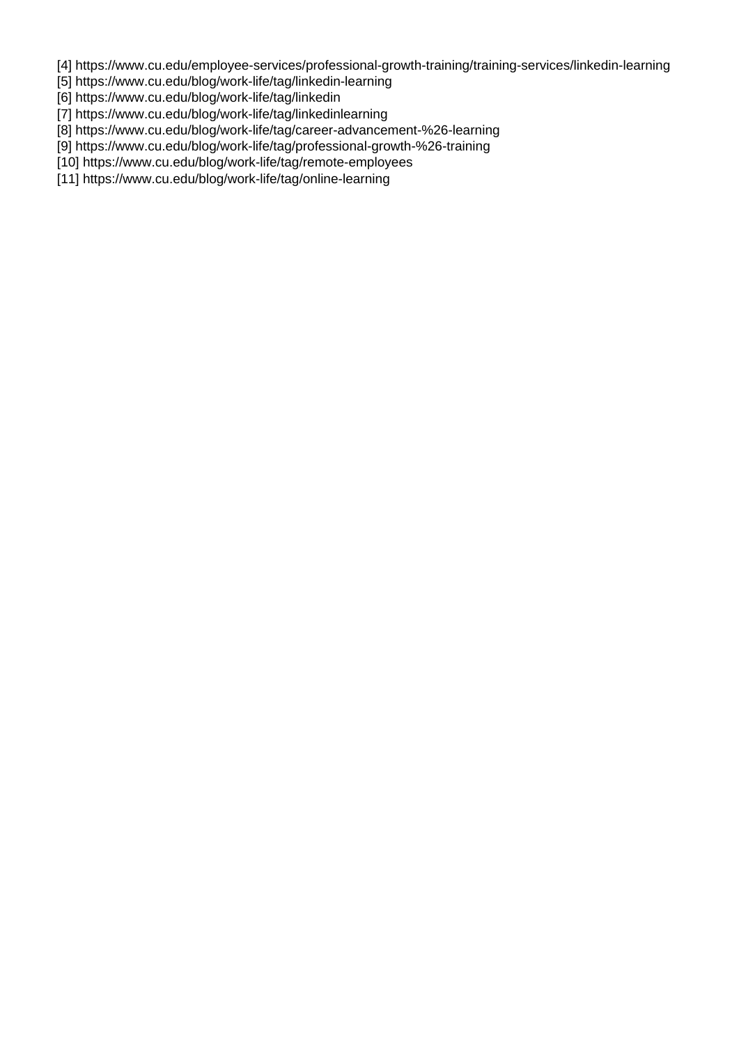[4] https://www.cu.edu/employee-services/professional-growth-training/training-services/linkedin-learning
[5] https://www.cu.edu/blog/work-life/tag/linkedin-learning
[6] https://www.cu.edu/blog/work-life/tag/linkedin
[7] https://www.cu.edu/blog/work-life/tag/linkedinlearning
[8] https://www.cu.edu/blog/work-life/tag/career-advancement-%26-learning
[9] https://www.cu.edu/blog/work-life/tag/professional-growth-%26-training
[10] https://www.cu.edu/blog/work-life/tag/remote-employees
[11] https://www.cu.edu/blog/work-life/tag/online-learning